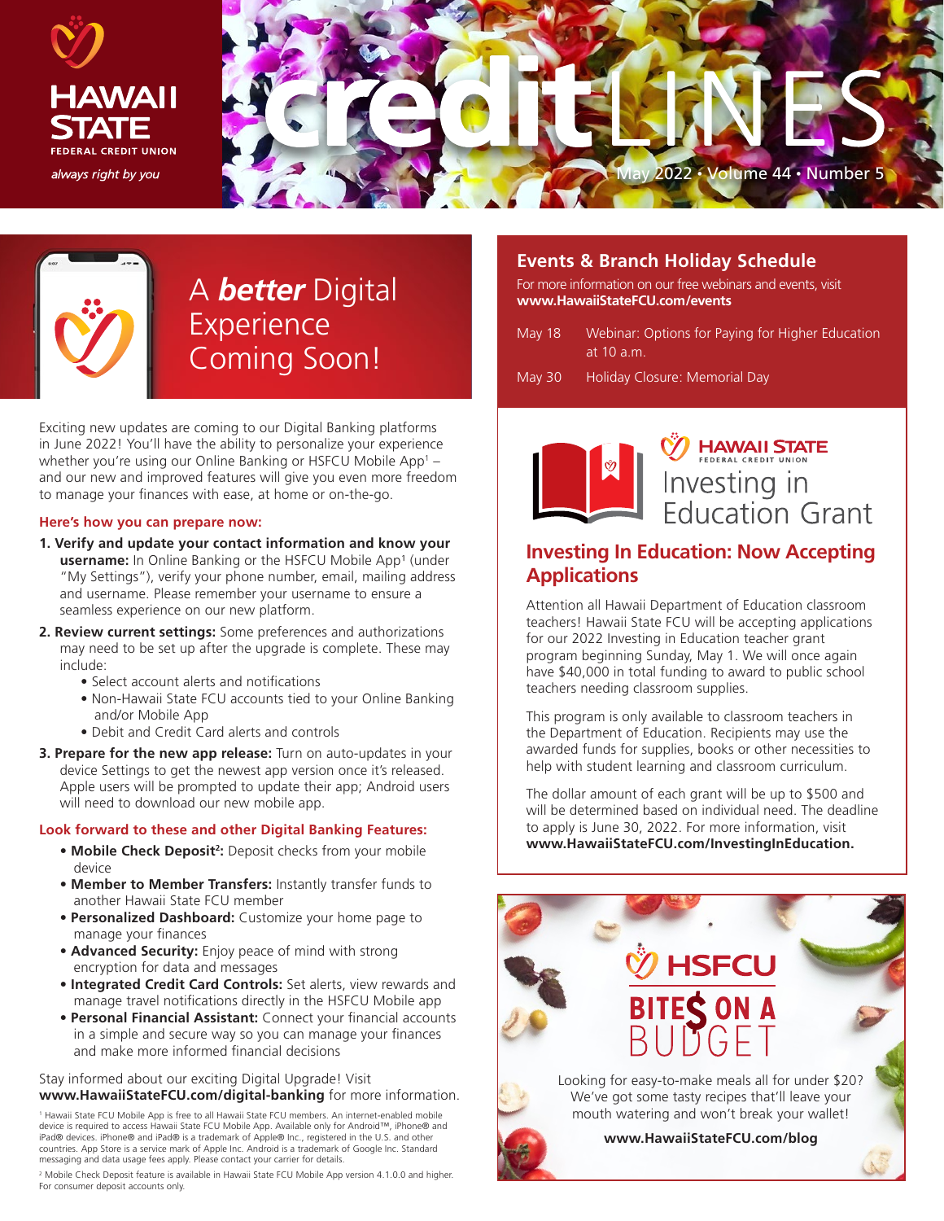# creditLINES

HAWAII STATE FEDERAL CREDIT UNION
*always right by you*

May 2022 • Volume 44 • Number 5

## A *better* Digital Experience Coming Soon!

Exciting new updates are coming to our Digital Banking platforms in June 2022! You'll have the ability to personalize your experience whether you're using our Online Banking or HSFCU Mobile App[1] – and our new and improved features will give you even more freedom to manage your finances with ease, at home or on-the-go.

**Here's how you can prepare now:**

1. **Verify and update your contact information and know your username:** In Online Banking or the HSFCU Mobile App[1] (under "My Settings"), verify your phone number, email, mailing address and username. Please remember your username to ensure a seamless experience on our new platform.
2. **Review current settings:** Some preferences and authorizations may need to be set up after the upgrade is complete. These may include:
   - Select account alerts and notifications
   - Non-Hawaii State FCU accounts tied to your Online Banking and/or Mobile App
   - Debit and Credit Card alerts and controls
3. **Prepare for the new app release:** Turn on auto-updates in your device Settings to get the newest app version once it's released. Apple users will be prompted to update their app; Android users will need to download our new mobile app.

**Look forward to these and other Digital Banking Features:**

- **Mobile Check Deposit[2]:** Deposit checks from your mobile device
- **Member to Member Transfers:** Instantly transfer funds to another Hawaii State FCU member
- **Personalized Dashboard:** Customize your home page to manage your finances
- **Advanced Security:** Enjoy peace of mind with strong encryption for data and messages
- **Integrated Credit Card Controls:** Set alerts, view rewards and manage travel notifications directly in the HSFCU Mobile app
- **Personal Financial Assistant:** Connect your financial accounts in a simple and secure way so you can manage your finances and make more informed financial decisions

Stay informed about our exciting Digital Upgrade! Visit **www.HawaiiStateFCU.com/digital-banking** for more information.

[1] Hawaii State FCU Mobile App is free to all Hawaii State FCU members. An internet-enabled mobile device is required to access Hawaii State FCU Mobile App. Available only for Android™, iPhone® and iPad® devices. iPhone® and iPad® is a trademark of Apple® Inc., registered in the U.S. and other countries. App Store is a service mark of Apple Inc. Android is a trademark of Google Inc. Standard messaging and data usage fees apply. Please contact your carrier for details.

[2] Mobile Check Deposit feature is available in Hawaii State FCU Mobile App version 4.1.0.0 and higher. For consumer deposit accounts only.

## Events & Branch Holiday Schedule

For more information on our free webinars and events, visit **www.HawaiiStateFCU.com/events**

| | |
|---|---|
| May 18 | Webinar: Options for Paying for Higher Education at 10 a.m. |
| May 30 | Holiday Closure: Memorial Day |

HAWAII STATE FEDERAL CREDIT UNION
Investing in Education Grant

## Investing In Education: Now Accepting Applications

Attention all Hawaii Department of Education classroom teachers! Hawaii State FCU will be accepting applications for our 2022 Investing in Education teacher grant program beginning Sunday, May 1. We will once again have $40,000 in total funding to award to public school teachers needing classroom supplies.

This program is only available to classroom teachers in the Department of Education. Recipients may use the awarded funds for supplies, books or other necessities to help with student learning and classroom curriculum.

The dollar amount of each grant will be up to $500 and will be determined based on individual need. The deadline to apply is June 30, 2022. For more information, visit **www.HawaiiStateFCU.com/InvestingInEducation.**

## HSFCU BITE$ ON A BUDGET

Looking for easy-to-make meals all for under $20? We've got some tasty recipes that'll leave your mouth watering and won't break your wallet!

**www.HawaiiStateFCU.com/blog**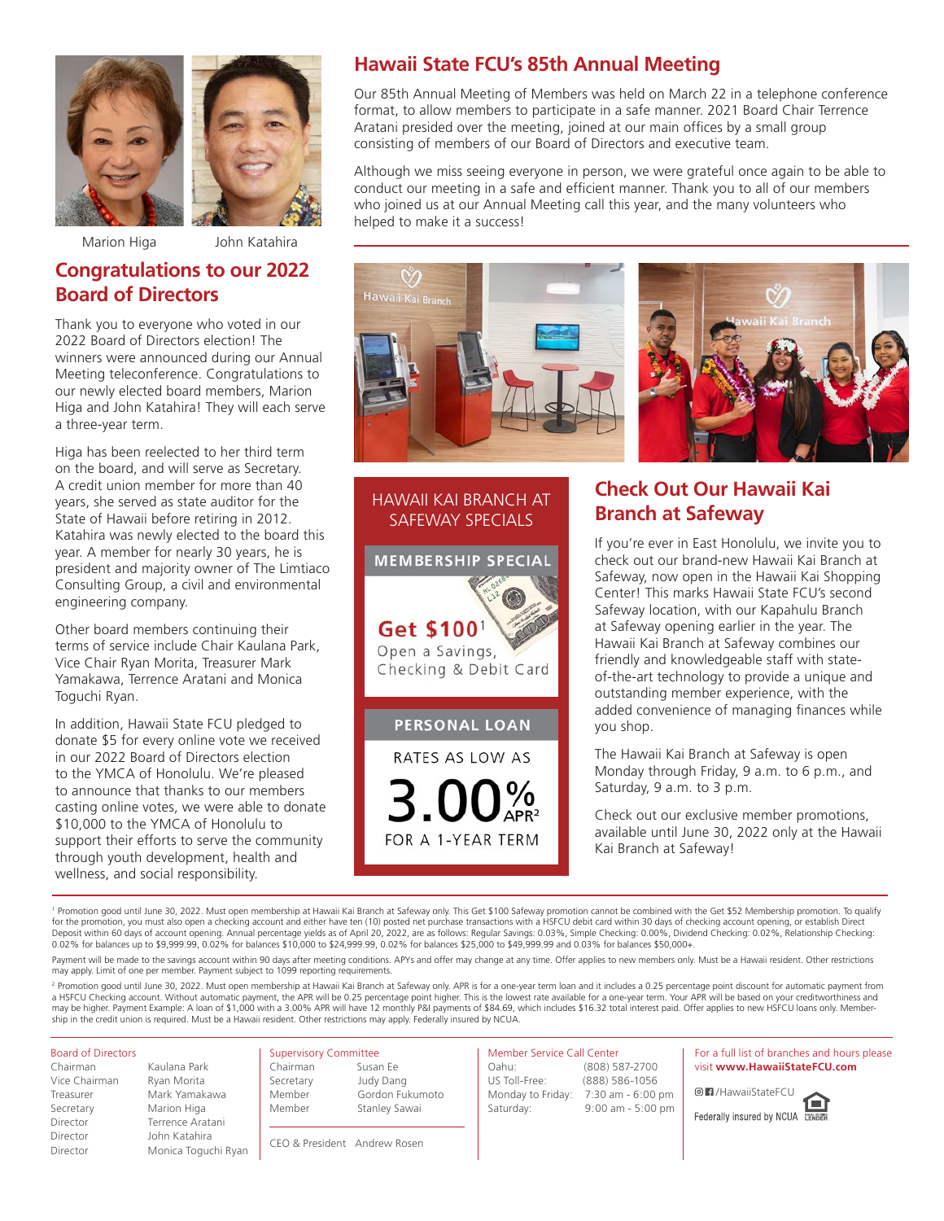Marion Higa John Katahira

## Congratulations to our 2022 Board of Directors

Thank you to everyone who voted in our 2022 Board of Directors election! The winners were announced during our Annual Meeting teleconference. Congratulations to our newly elected board members, Marion Higa and John Katahira! They will each serve a three-year term.

Higa has been reelected to her third term on the board, and will serve as Secretary. A credit union member for more than 40 years, she served as state auditor for the State of Hawaii before retiring in 2012. Katahira was newly elected to the board this year. A member for nearly 30 years, he is president and majority owner of The Limtiaco Consulting Group, a civil and environmental engineering company.

Other board members continuing their terms of service include Chair Kaulana Park, Vice Chair Ryan Morita, Treasurer Mark Yamakawa, Terrence Aratani and Monica Toguchi Ryan.

In addition, Hawaii State FCU pledged to donate $5 for every online vote we received in our 2022 Board of Directors election to the YMCA of Honolulu. We're pleased to announce that thanks to our members casting online votes, we were able to donate $10,000 to the YMCA of Honolulu to support their efforts to serve the community through youth development, health and wellness, and social responsibility.

## Hawaii State FCU's 85th Annual Meeting

Our 85th Annual Meeting of Members was held on March 22 in a telephone conference format, to allow members to participate in a safe manner. 2021 Board Chair Terrence Aratani presided over the meeting, joined at our main offices by a small group consisting of members of our Board of Directors and executive team.

Although we miss seeing everyone in person, we were grateful once again to be able to conduct our meeting in a safe and efficient manner. Thank you to all of our members who joined us at our Annual Meeting call this year, and the many volunteers who helped to make it a success!

### HAWAII KAI BRANCH AT SAFEWAY SPECIALS

**MEMBERSHIP SPECIAL**

**Get $100**[1]
Open a Savings, Checking & Debit Card

**PERSONAL LOAN**

RATES AS LOW AS
**3.00% APR**[2]
FOR A 1-YEAR TERM

## Check Out Our Hawaii Kai Branch at Safeway

If you're ever in East Honolulu, we invite you to check out our brand-new Hawaii Kai Branch at Safeway, now open in the Hawaii Kai Shopping Center! This marks Hawaii State FCU's second Safeway location, with our Kapahulu Branch at Safeway opening earlier in the year. The Hawaii Kai Branch at Safeway combines our friendly and knowledgeable staff with state-of-the-art technology to provide a unique and outstanding member experience, with the added convenience of managing finances while you shop.

The Hawaii Kai Branch at Safeway is open Monday through Friday, 9 a.m. to 6 p.m., and Saturday, 9 a.m. to 3 p.m.

Check out our exclusive member promotions, available until June 30, 2022 only at the Hawaii Kai Branch at Safeway!

[1] Promotion good until June 30, 2022. Must open membership at Hawaii Kai Branch at Safeway only. This Get $100 Safeway promotion cannot be combined with the Get $52 Membership promotion. To qualify for the promotion, you must also open a checking account and either have ten (10) posted net purchase transactions with a HSFCU debit card within 30 days of checking account opening, or establish Direct Deposit within 60 days of account opening. Annual percentage yields as of April 20, 2022, are as follows: Regular Savings: 0.03%, Simple Checking: 0.00%, Dividend Checking: 0.02%, Relationship Checking: 0.02% for balances up to $9,999.99, 0.02% for balances $10,000 to $24,999.99, 0.02% for balances $25,000 to $49,999.99 and 0.03% for balances $50,000+.

Payment will be made to the savings account within 90 days after meeting conditions. APYs and offer may change at any time. Offer applies to new members only. Must be a Hawaii resident. Other restrictions may apply. Limit of one per member. Payment subject to 1099 reporting requirements.

[2] Promotion good until June 30, 2022. Must open membership at Hawaii Kai Branch at Safeway only. APR is for a one-year term loan and it includes a 0.25 percentage point discount for automatic payment from a HSFCU Checking account. Without automatic payment, the APR will be 0.25 percentage point higher. This is the lowest rate available for a one-year term. Your APR will be based on your creditworthiness and may be higher. Payment Example: A loan of $1,000 with a 3.00% APR will have 12 monthly P&I payments of $84.69, which includes $16.32 total interest paid. Offer applies to new HSFCU loans only. Membership in the credit union is required. Must be a Hawaii resident. Other restrictions may apply. Federally insured by NCUA.

**Board of Directors**

| | |
|---|---|
| Chairman | Kaulana Park |
| Vice Chairman | Ryan Morita |
| Treasurer | Mark Yamakawa |
| Secretary | Marion Higa |
| Director | Terrence Aratani |
| Director | John Katahira |
| Director | Monica Toguchi Ryan |

**Supervisory Committee**

| | |
|---|---|
| Chairman | Susan Ee |
| Secretary | Judy Dang |
| Member | Gordon Fukumoto |
| Member | Stanley Sawai |

CEO & President Andrew Rosen

**Member Service Call Center**

| | |
|---|---|
| Oahu: | (808) 587-2700 |
| US Toll-Free: | (888) 586-1056 |
| Monday to Friday: | 7:30 am - 6:00 pm |
| Saturday: | 9:00 am - 5:00 pm |

For a full list of branches and hours please visit **www.HawaiiStateFCU.com**

/HawaiiStateFCU

Federally insured by NCUA